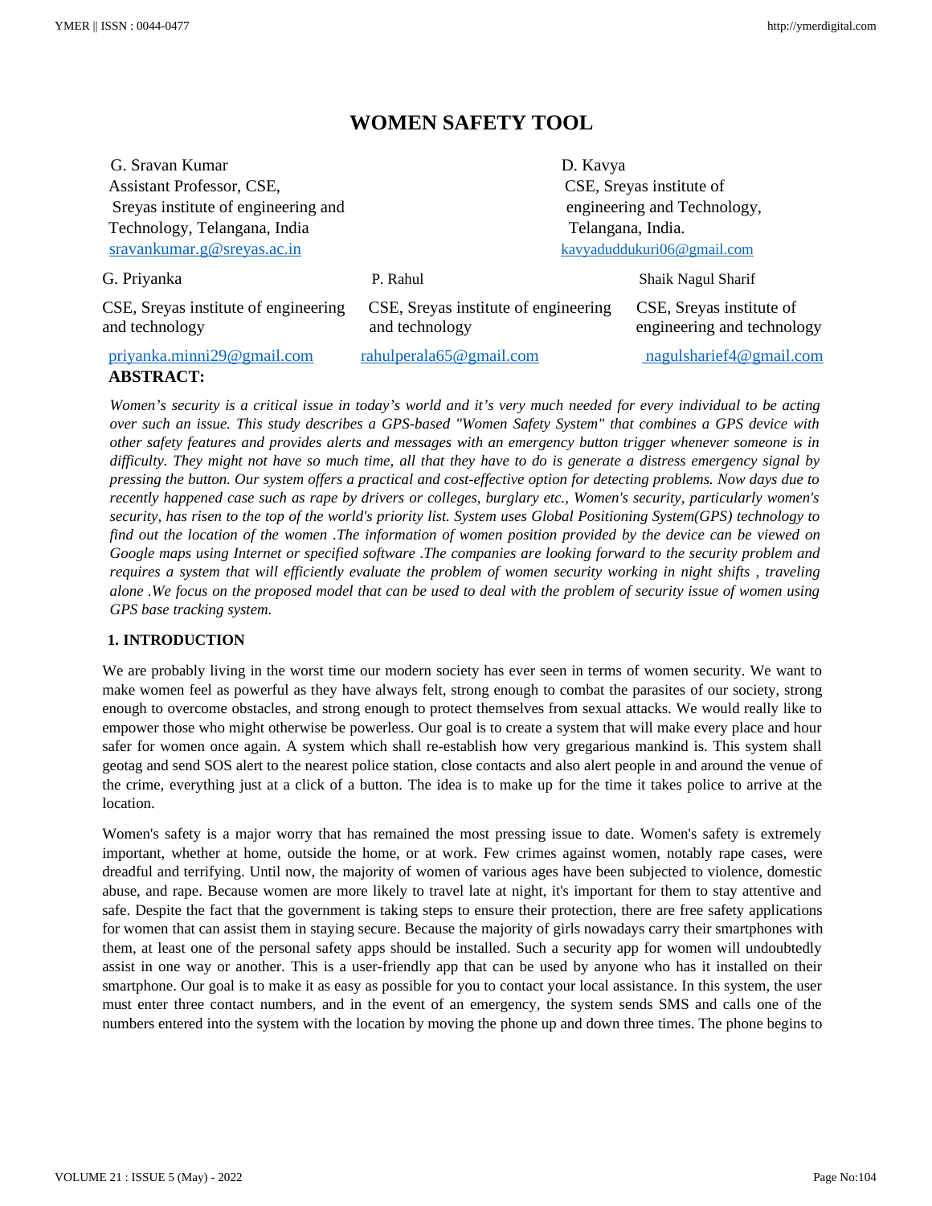# WOMEN SAFETY TOOL

G. Sravan Kumar
Assistant Professor, CSE,
Sreyas institute of engineering and Technology, Telangana, India
sravankumar.g@sreyas.ac.in

D. Kavya
CSE, Sreyas institute of engineering and Technology, Telangana, India.
kavyaduddukuri06@gmail.com

G. Priyanka
CSE, Sreyas institute of engineering and technology
priyanka.minni29@gmail.com

P. Rahul
CSE, Sreyas institute of engineering and technology
rahulperala65@gmail.com

Shaik Nagul Sharif
CSE, Sreyas institute of engineering and technology
nagulsharief4@gmail.com

**ABSTRACT:**

*Women's security is a critical issue in today's world and it's very much needed for every individual to be acting over such an issue. This study describes a GPS-based "Women Safety System" that combines a GPS device with other safety features and provides alerts and messages with an emergency button trigger whenever someone is in difficulty. They might not have so much time, all that they have to do is generate a distress emergency signal by pressing the button. Our system offers a practical and cost-effective option for detecting problems. Now days due to recently happened case such as rape by drivers or colleges, burglary etc., Women's security, particularly women's security, has risen to the top of the world's priority list. System uses Global Positioning System(GPS) technology to find out the location of the women .The information of women position provided by the device can be viewed on Google maps using Internet or specified software .The companies are looking forward to the security problem and requires a system that will efficiently evaluate the problem of women security working in night shifts , traveling alone .We focus on the proposed model that can be used to deal with the problem of security issue of women using GPS base tracking system.*

## 1. INTRODUCTION

We are probably living in the worst time our modern society has ever seen in terms of women security. We want to make women feel as powerful as they have always felt, strong enough to combat the parasites of our society, strong enough to overcome obstacles, and strong enough to protect themselves from sexual attacks. We would really like to empower those who might otherwise be powerless. Our goal is to create a system that will make every place and hour safer for women once again. A system which shall re-establish how very gregarious mankind is. This system shall geotag and send SOS alert to the nearest police station, close contacts and also alert people in and around the venue of the crime, everything just at a click of a button. The idea is to make up for the time it takes police to arrive at the location.

Women's safety is a major worry that has remained the most pressing issue to date. Women's safety is extremely important, whether at home, outside the home, or at work. Few crimes against women, notably rape cases, were dreadful and terrifying. Until now, the majority of women of various ages have been subjected to violence, domestic abuse, and rape. Because women are more likely to travel late at night, it's important for them to stay attentive and safe. Despite the fact that the government is taking steps to ensure their protection, there are free safety applications for women that can assist them in staying secure. Because the majority of girls nowadays carry their smartphones with them, at least one of the personal safety apps should be installed. Such a security app for women will undoubtedly assist in one way or another. This is a user-friendly app that can be used by anyone who has it installed on their smartphone. Our goal is to make it as easy as possible for you to contact your local assistance. In this system, the user must enter three contact numbers, and in the event of an emergency, the system sends SMS and calls one of the numbers entered into the system with the location by moving the phone up and down three times. The phone begins to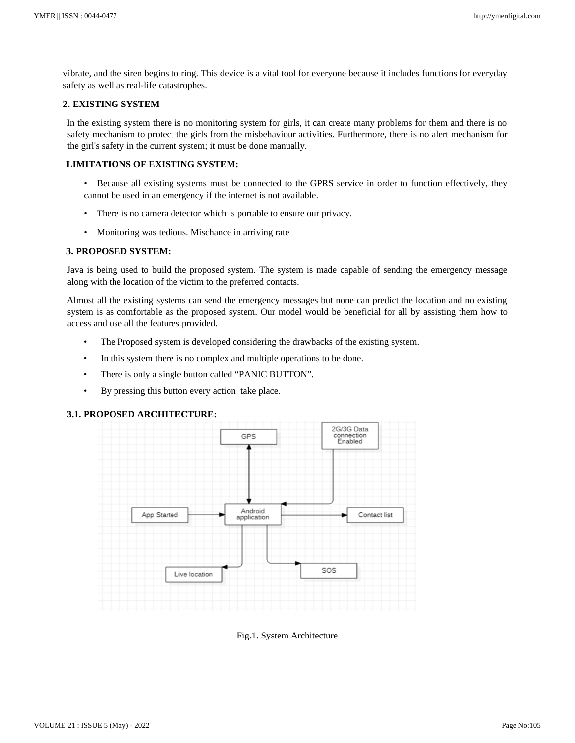vibrate, and the siren begins to ring. This device is a vital tool for everyone because it includes functions for everyday safety as well as real-life catastrophes.

## 2. EXISTING SYSTEM

In the existing system there is no monitoring system for girls, it can create many problems for them and there is no safety mechanism to protect the girls from the misbehaviour activities. Furthermore, there is no alert mechanism for the girl's safety in the current system; it must be done manually.

### LIMITATIONS OF EXISTING SYSTEM:

- Because all existing systems must be connected to the GPRS service in order to function effectively, they cannot be used in an emergency if the internet is not available.
- There is no camera detector which is portable to ensure our privacy.
- Monitoring was tedious. Mischance in arriving rate

## 3. PROPOSED SYSTEM:

Java is being used to build the proposed system. The system is made capable of sending the emergency message along with the location of the victim to the preferred contacts.

Almost all the existing systems can send the emergency messages but none can predict the location and no existing system is as comfortable as the proposed system. Our model would be beneficial for all by assisting them how to access and use all the features provided.

- The Proposed system is developed considering the drawbacks of the existing system.
- In this system there is no complex and multiple operations to be done.
- There is only a single button called “PANIC BUTTON”.
- By pressing this button every action take place.

### 3.1. PROPOSED ARCHITECTURE:

GPS

2G/3G Data connection Enabled

App Started

Android application

Contact list

Live location

SOS

Fig.1. System Architecture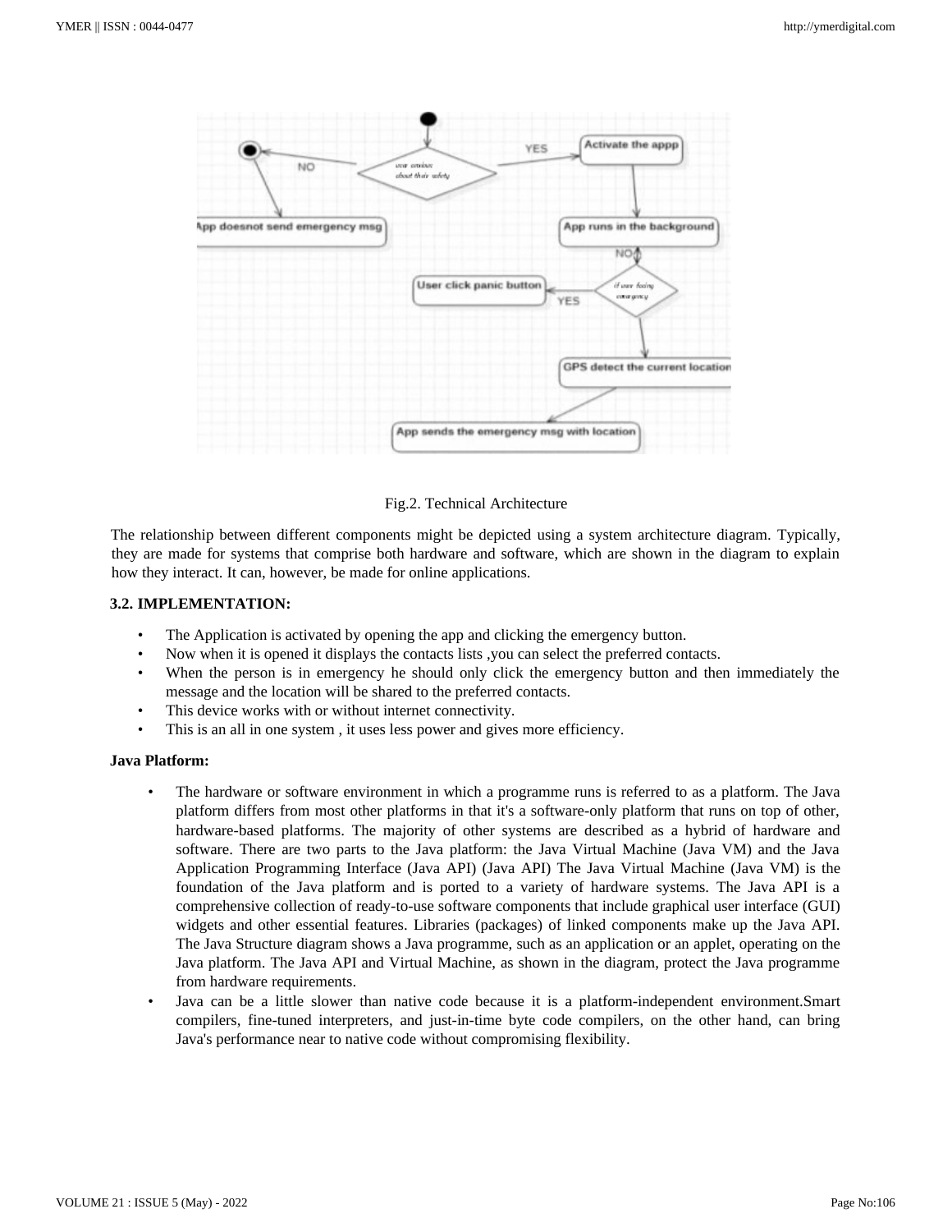NO

YES

Activate the appp

App doesnot send emergency msg

App runs in the background

NO

User click panic button

YES

GPS detect the current location

App sends the emergency msg with location

Fig.2. Technical Architecture

The relationship between different components might be depicted using a system architecture diagram. Typically, they are made for systems that comprise both hardware and software, which are shown in the diagram to explain how they interact. It can, however, be made for online applications.

### 3.2. IMPLEMENTATION:

- The Application is activated by opening the app and clicking the emergency button.
- Now when it is opened it displays the contacts lists ,you can select the preferred contacts.
- When the person is in emergency he should only click the emergency button and then immediately the message and the location will be shared to the preferred contacts.
- This device works with or without internet connectivity.
- This is an all in one system , it uses less power and gives more efficiency.

**Java Platform:**

- The hardware or software environment in which a programme runs is referred to as a platform. The Java platform differs from most other platforms in that it's a software-only platform that runs on top of other, hardware-based platforms. The majority of other systems are described as a hybrid of hardware and software. There are two parts to the Java platform: the Java Virtual Machine (Java VM) and the Java Application Programming Interface (Java API) (Java API) The Java Virtual Machine (Java VM) is the foundation of the Java platform and is ported to a variety of hardware systems. The Java API is a comprehensive collection of ready-to-use software components that include graphical user interface (GUI) widgets and other essential features. Libraries (packages) of linked components make up the Java API. The Java Structure diagram shows a Java programme, such as an application or an applet, operating on the Java platform. The Java API and Virtual Machine, as shown in the diagram, protect the Java programme from hardware requirements.
- Java can be a little slower than native code because it is a platform-independent environment.Smart compilers, fine-tuned interpreters, and just-in-time byte code compilers, on the other hand, can bring Java's performance near to native code without compromising flexibility.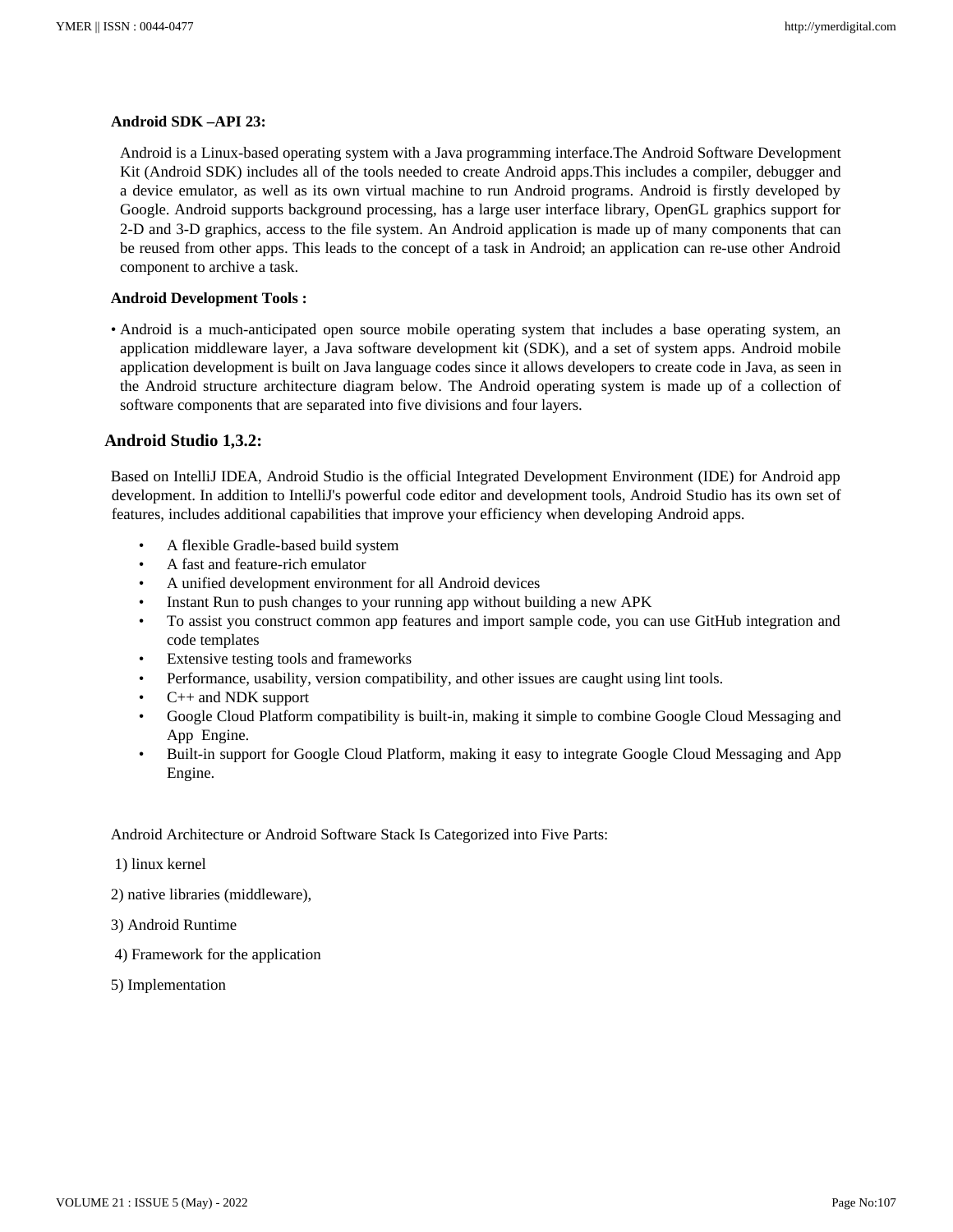**Android SDK –API 23:**

Android is a Linux-based operating system with a Java programming interface.The Android Software Development Kit (Android SDK) includes all of the tools needed to create Android apps.This includes a compiler, debugger and a device emulator, as well as its own virtual machine to run Android programs. Android is firstly developed by Google. Android supports background processing, has a large user interface library, OpenGL graphics support for 2-D and 3-D graphics, access to the file system. An Android application is made up of many components that can be reused from other apps. This leads to the concept of a task in Android; an application can re-use other Android component to archive a task.

**Android Development Tools :**

- Android is a much-anticipated open source mobile operating system that includes a base operating system, an application middleware layer, a Java software development kit (SDK), and a set of system apps. Android mobile application development is built on Java language codes since it allows developers to create code in Java, as seen in the Android structure architecture diagram below. The Android operating system is made up of a collection of software components that are separated into five divisions and four layers.

## Android Studio 1,3.2:

Based on IntelliJ IDEA, Android Studio is the official Integrated Development Environment (IDE) for Android app development. In addition to IntelliJ's powerful code editor and development tools, Android Studio has its own set of features, includes additional capabilities that improve your efficiency when developing Android apps.

- A flexible Gradle-based build system
- A fast and feature-rich emulator
- A unified development environment for all Android devices
- Instant Run to push changes to your running app without building a new APK
- To assist you construct common app features and import sample code, you can use GitHub integration and code templates
- Extensive testing tools and frameworks
- Performance, usability, version compatibility, and other issues are caught using lint tools.
- C++ and NDK support
- Google Cloud Platform compatibility is built-in, making it simple to combine Google Cloud Messaging and App Engine.
- Built-in support for Google Cloud Platform, making it easy to integrate Google Cloud Messaging and App Engine.

Android Architecture or Android Software Stack Is Categorized into Five Parts:

1) linux kernel

2) native libraries (middleware),

3) Android Runtime

4) Framework for the application

5) Implementation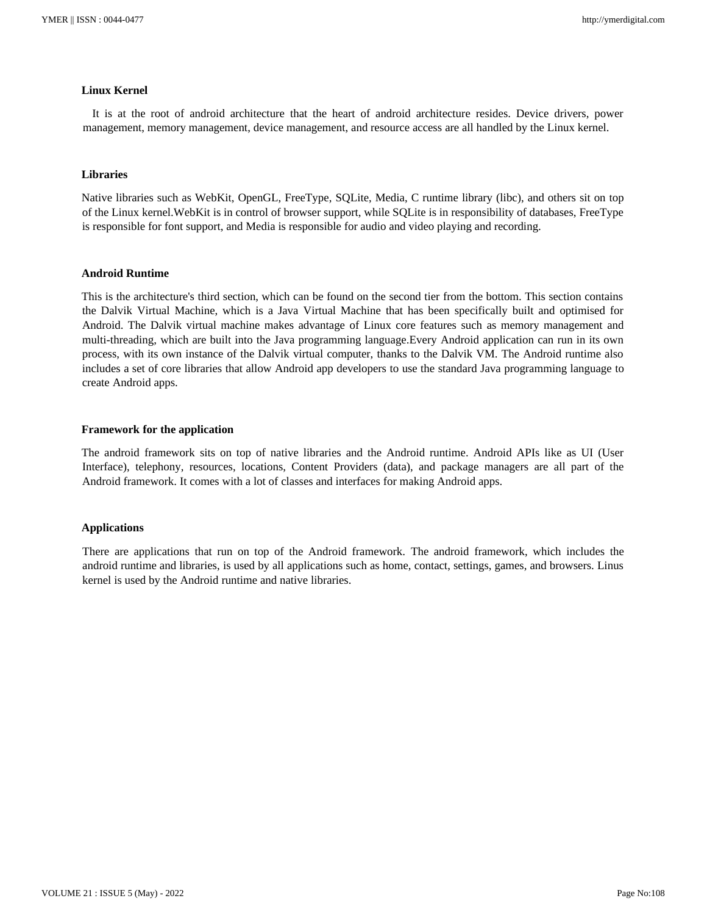**Linux Kernel**

It is at the root of android architecture that the heart of android architecture resides. Device drivers, power management, memory management, device management, and resource access are all handled by the Linux kernel.

**Libraries**

Native libraries such as WebKit, OpenGL, FreeType, SQLite, Media, C runtime library (libc), and others sit on top of the Linux kernel.WebKit is in control of browser support, while SQLite is in responsibility of databases, FreeType is responsible for font support, and Media is responsible for audio and video playing and recording.

**Android Runtime**

This is the architecture's third section, which can be found on the second tier from the bottom. This section contains the Dalvik Virtual Machine, which is a Java Virtual Machine that has been specifically built and optimised for Android. The Dalvik virtual machine makes advantage of Linux core features such as memory management and multi-threading, which are built into the Java programming language.Every Android application can run in its own process, with its own instance of the Dalvik virtual computer, thanks to the Dalvik VM. The Android runtime also includes a set of core libraries that allow Android app developers to use the standard Java programming language to create Android apps.

**Framework for the application**

The android framework sits on top of native libraries and the Android runtime. Android APIs like as UI (User Interface), telephony, resources, locations, Content Providers (data), and package managers are all part of the Android framework. It comes with a lot of classes and interfaces for making Android apps.

**Applications**

There are applications that run on top of the Android framework. The android framework, which includes the android runtime and libraries, is used by all applications such as home, contact, settings, games, and browsers. Linus kernel is used by the Android runtime and native libraries.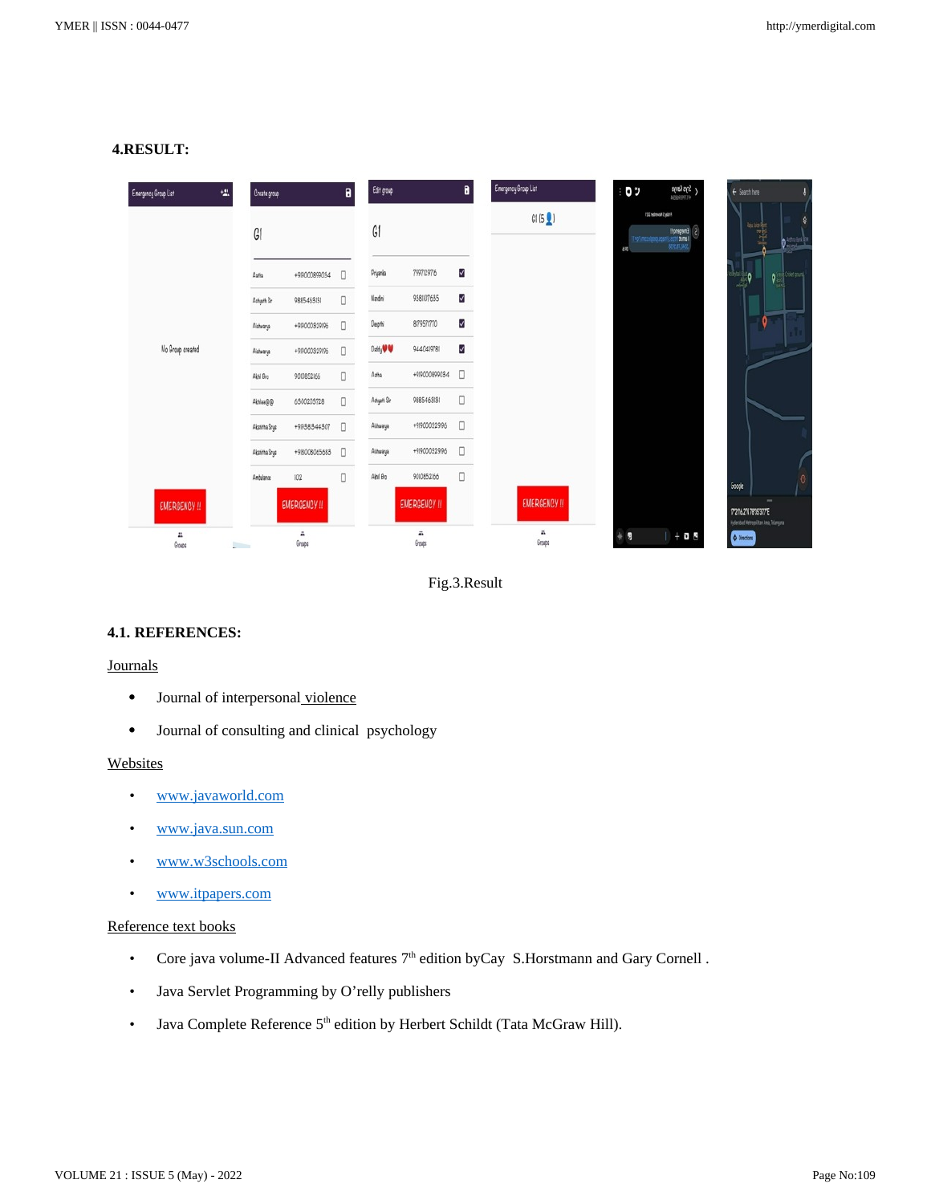## 4.RESULT:

Fig.3.Result

### 4.1. REFERENCES:

Journals

- Journal of interpersonal violence
- Journal of consulting and clinical psychology

Websites

- www.javaworld.com
- www.java.sun.com
- www.w3schools.com
- www.itpapers.com

Reference text books

- Core java volume-II Advanced features 7th edition byCay S.Horstmann and Gary Cornell .
- Java Servlet Programming by O'relly publishers
- Java Complete Reference 5th edition by Herbert Schildt (Tata McGraw Hill).